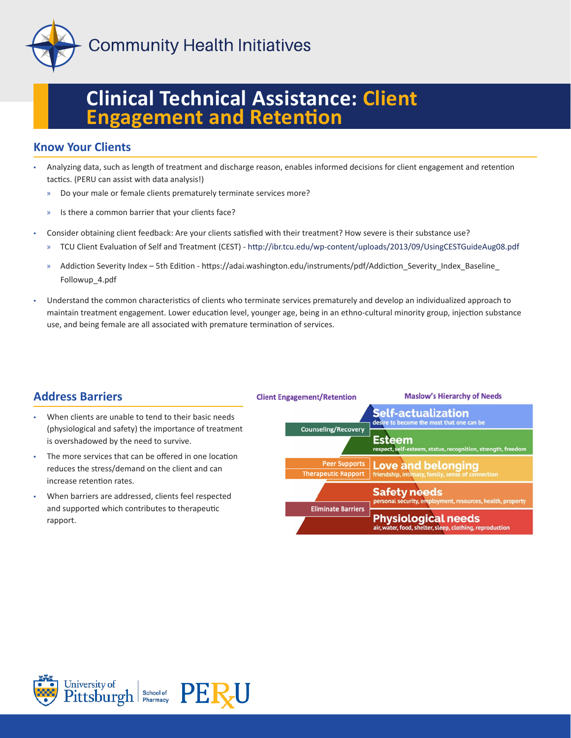Community Health Initiatives

# Clinical Technical Assistance: Client Engagement and Retention

## Know Your Clients

- Analyzing data, such as length of treatment and discharge reason, enables informed decisions for client engagement and retention tactics. (PERU can assist with data analysis!)
  - Do your male or female clients prematurely terminate services more?
  - Is there a common barrier that your clients face?
- Consider obtaining client feedback: Are your clients satisfied with their treatment? How severe is their substance use?
  - TCU Client Evaluation of Self and Treatment (CEST) - http://ibr.tcu.edu/wp-content/uploads/2013/09/UsingCESTGuideAug08.pdf
  - Addiction Severity Index – 5th Edition - https://adai.washington.edu/instruments/pdf/Addiction_Severity_Index_Baseline_Followup_4.pdf
- Understand the common characteristics of clients who terminate services prematurely and develop an individualized approach to maintain treatment engagement. Lower education level, younger age, being in an ethno-cultural minority group, injection substance use, and being female are all associated with premature termination of services.

## Address Barriers

- When clients are unable to tend to their basic needs (physiological and safety) the importance of treatment is overshadowed by the need to survive.
- The more services that can be offered in one location reduces the stress/demand on the client and can increase retention rates.
- When barriers are addressed, clients feel respected and supported which contributes to therapeutic rapport.

| Client Engagement/Retention | Maslow's Hierarchy of Needs |
| --- | --- |
| Counseling/Recovery | **Self-actualization** – desire to become the most that one can be |
| | **Esteem** – respect, self-esteem, status, recognition, strength, freedom |
| Peer Supports; Therapeutic Rapport | **Love and belonging** – friendship, intimacy, family, sense of connection |
| | **Safety needs** – personal security, employment, resources, health, property |
| Eliminate Barriers | **Physiological needs** – air, water, food, shelter, sleep, clothing, reproduction |

University of Pittsburgh School of Pharmacy | PERU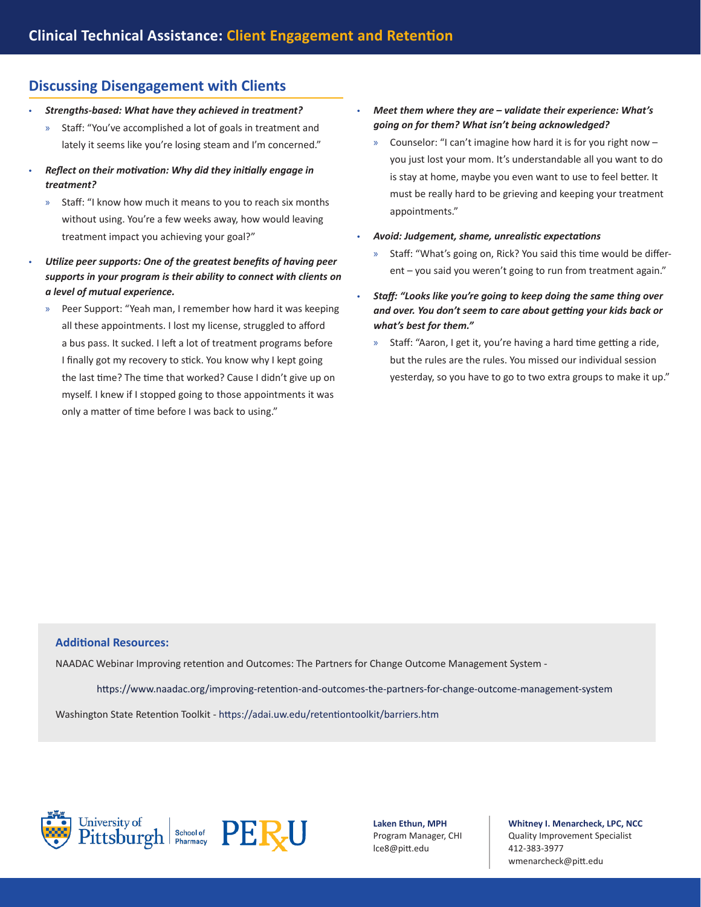## Clinical Technical Assistance: Client Engagement and Retention

## Discussing Disengagement with Clients

- ***Strengths-based: What have they achieved in treatment?***
  - Staff: "You've accomplished a lot of goals in treatment and lately it seems like you're losing steam and I'm concerned."
- ***Reflect on their motivation: Why did they initially engage in treatment?***
  - Staff: "I know how much it means to you to reach six months without using. You're a few weeks away, how would leaving treatment impact you achieving your goal?"
- ***Utilize peer supports: One of the greatest benefits of having peer supports in your program is their ability to connect with clients on a level of mutual experience.***
  - Peer Support: "Yeah man, I remember how hard it was keeping all these appointments. I lost my license, struggled to afford a bus pass. It sucked. I left a lot of treatment programs before I finally got my recovery to stick. You know why I kept going the last time? The time that worked? Cause I didn't give up on myself. I knew if I stopped going to those appointments it was only a matter of time before I was back to using."
- ***Meet them where they are – validate their experience: What's going on for them? What isn't being acknowledged?***
  - Counselor: "I can't imagine how hard it is for you right now – you just lost your mom. It's understandable all you want to do is stay at home, maybe you even want to use to feel better. It must be really hard to be grieving and keeping your treatment appointments."
- ***Avoid: Judgement, shame, unrealistic expectations***
  - Staff: "What's going on, Rick? You said this time would be different – you said you weren't going to run from treatment again."
- ***Staff: "Looks like you're going to keep doing the same thing over and over. You don't seem to care about getting your kids back or what's best for them."***
  - Staff: "Aaron, I get it, you're having a hard time getting a ride, but the rules are the rules. You missed our individual session yesterday, so you have to go to two extra groups to make it up."

### Additional Resources:

NAADAC Webinar Improving retention and Outcomes: The Partners for Change Outcome Management System -

https://www.naadac.org/improving-retention-and-outcomes-the-partners-for-change-outcome-management-system

Washington State Retention Toolkit - https://adai.uw.edu/retentiontoolkit/barriers.htm

University of Pittsburgh | School of Pharmacy PERU

**Laken Ethun, MPH**
Program Manager, CHI
lce8@pitt.edu

**Whitney I. Menarcheck, LPC, NCC**
Quality Improvement Specialist
412-383-3977
wmenarcheck@pitt.edu